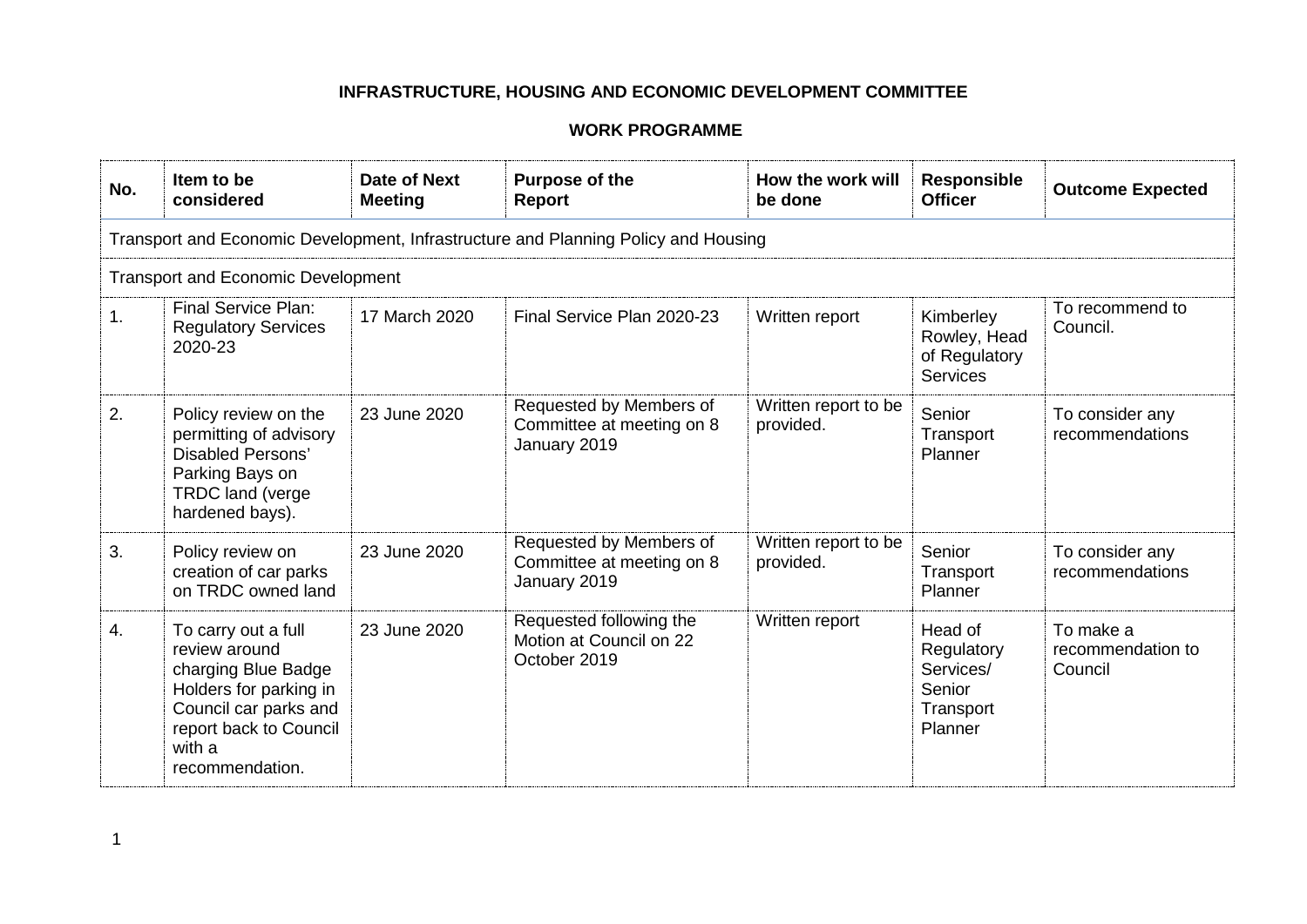# INFRASTRUCTURE, HOUSING AND ECONOMIC DEVELOPMENT COMMITTEE

## WORK PROGRAMME

| No. | Item to be considered | Date of Next Meeting | Purpose of the Report | How the work will be done | Responsible Officer | Outcome Expected |
|---|---|---|---|---|---|---|
| Transport and Economic Development, Infrastructure and Planning Policy and Housing | | | | | | |
| Transport and Economic Development | | | | | | |
| 1. | Final Service Plan: Regulatory Services 2020-23 | 17 March 2020 | Final Service Plan 2020-23 | Written report | Kimberley Rowley, Head of Regulatory Services | To recommend to Council. |
| 2. | Policy review on the permitting of advisory Disabled Persons' Parking Bays on TRDC land (verge hardened bays). | 23 June 2020 | Requested by Members of Committee at meeting on 8 January 2019 | Written report to be provided. | Senior Transport Planner | To consider any recommendations |
| 3. | Policy review on creation of car parks on TRDC owned land | 23 June 2020 | Requested by Members of Committee at meeting on 8 January 2019 | Written report to be provided. | Senior Transport Planner | To consider any recommendations |
| 4. | To carry out a full review around charging Blue Badge Holders for parking in Council car parks and report back to Council with a recommendation. | 23 June 2020 | Requested following the Motion at Council on 22 October 2019 | Written report | Head of Regulatory Services/ Senior Transport Planner | To make a recommendation to Council |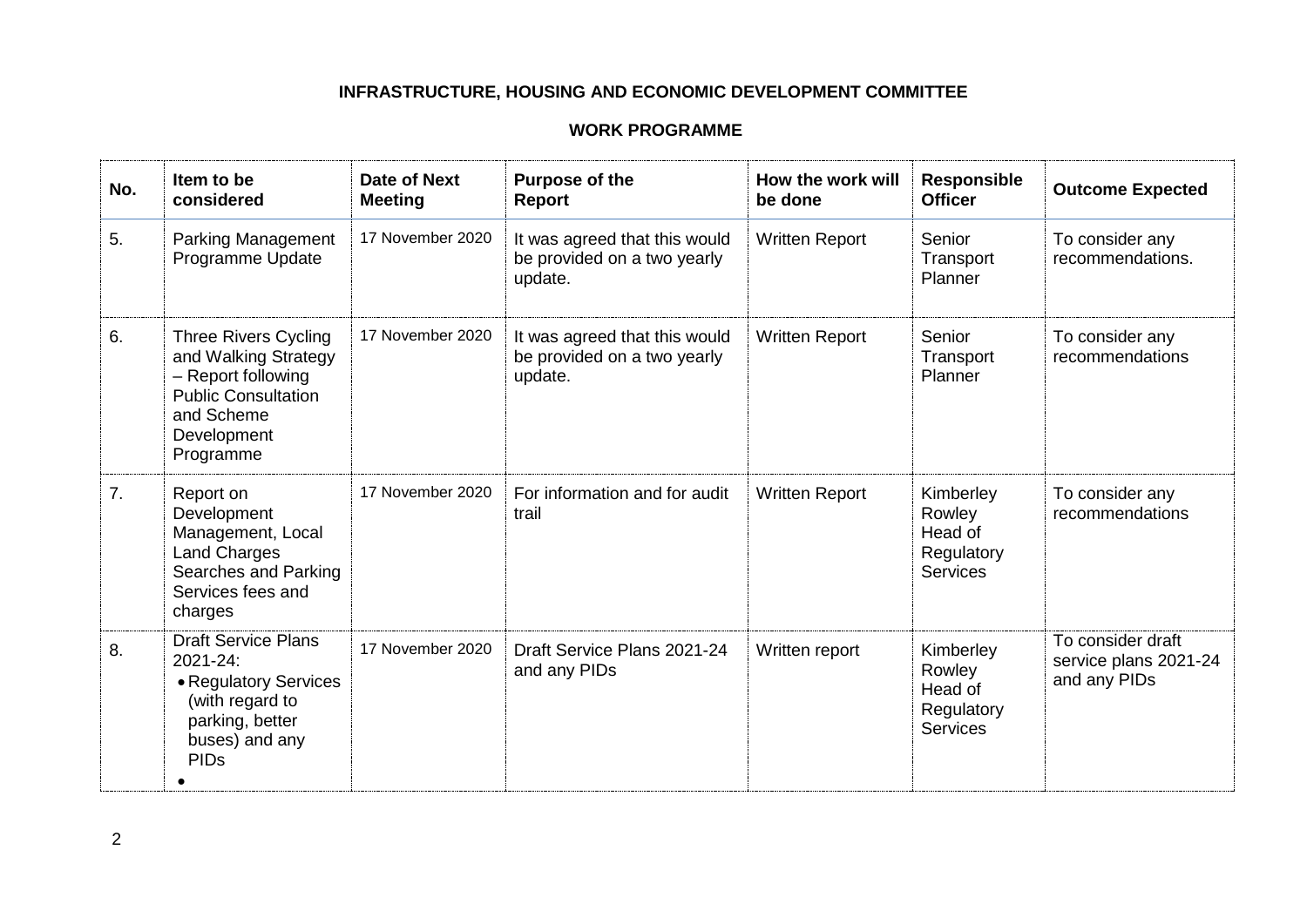**INFRASTRUCTURE, HOUSING AND ECONOMIC DEVELOPMENT COMMITTEE**

**WORK PROGRAMME**

| No. | Item to be considered | Date of Next Meeting | Purpose of the Report | How the work will be done | Responsible Officer | Outcome Expected |
|---|---|---|---|---|---|---|
| 5. | Parking Management Programme Update | 17 November 2020 | It was agreed that this would be provided on a two yearly update. | Written Report | Senior Transport Planner | To consider any recommendations. |
| 6. | Three Rivers Cycling and Walking Strategy – Report following Public Consultation and Scheme Development Programme | 17 November 2020 | It was agreed that this would be provided on a two yearly update. | Written Report | Senior Transport Planner | To consider any recommendations |
| 7. | Report on Development Management, Local Land Charges Searches and Parking Services fees and charges | 17 November 2020 | For information and for audit trail | Written Report | Kimberley Rowley Head of Regulatory Services | To consider any recommendations |
| 8. | Draft Service Plans 2021-24: <br>• Regulatory Services (with regard to parking, better buses) and any PIDs <br>• | 17 November 2020 | Draft Service Plans 2021-24 and any PIDs | Written report | Kimberley Rowley Head of Regulatory Services | To consider draft service plans 2021-24 and any PIDs |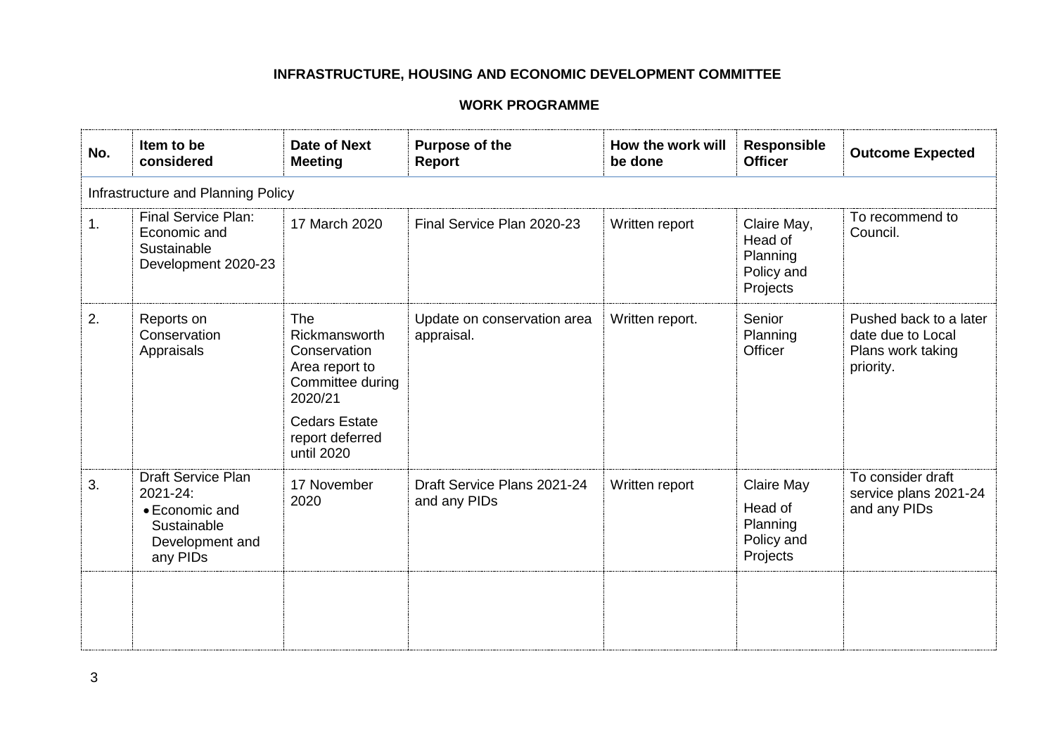**INFRASTRUCTURE, HOUSING AND ECONOMIC DEVELOPMENT COMMITTEE**

**WORK PROGRAMME**

| No. | Item to be considered | Date of Next Meeting | Purpose of the Report | How the work will be done | Responsible Officer | Outcome Expected |
|---|---|---|---|---|---|---|
| Infrastructure and Planning Policy | | | | | | |
| 1. | Final Service Plan: Economic and Sustainable Development 2020-23 | 17 March 2020 | Final Service Plan 2020-23 | Written report | Claire May, Head of Planning Policy and Projects | To recommend to Council. |
| 2. | Reports on Conservation Appraisals | The Rickmansworth Conservation Area report to Committee during 2020/21<br><br>Cedars Estate report deferred until 2020 | Update on conservation area appraisal. | Written report. | Senior Planning Officer | Pushed back to a later date due to Local Plans work taking priority. |
| 3. | Draft Service Plan 2021-24:<br>• Economic and Sustainable Development and any PIDs | 17 November 2020 | Draft Service Plans 2021-24 and any PIDs | Written report | Claire May<br><br>Head of Planning Policy and Projects | To consider draft service plans 2021-24 and any PIDs |
| | | | | | | |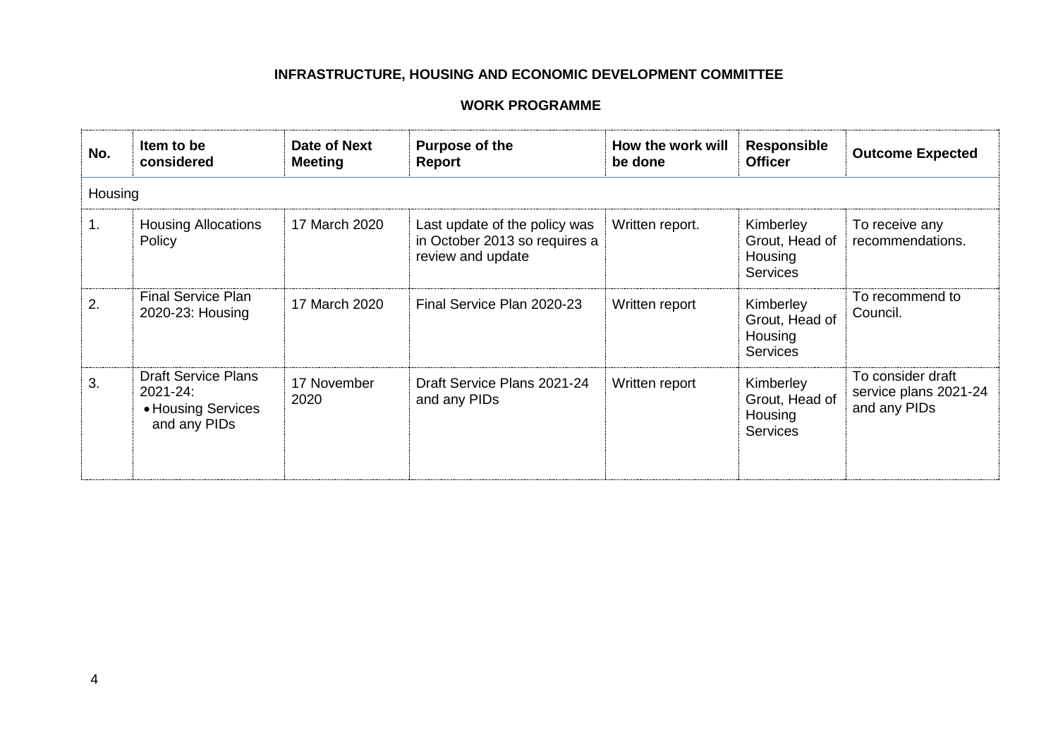**INFRASTRUCTURE, HOUSING AND ECONOMIC DEVELOPMENT COMMITTEE**

**WORK PROGRAMME**

| No. | Item to be considered | Date of Next Meeting | Purpose of the Report | How the work will be done | Responsible Officer | Outcome Expected |
|---|---|---|---|---|---|---|
| Housing | | | | | | |
| 1. | Housing Allocations Policy | 17 March 2020 | Last update of the policy was in October 2013 so requires a review and update | Written report. | Kimberley Grout, Head of Housing Services | To receive any recommendations. |
| 2. | Final Service Plan 2020-23: Housing | 17 March 2020 | Final Service Plan 2020-23 | Written report | Kimberley Grout, Head of Housing Services | To recommend to Council. |
| 3. | Draft Service Plans 2021-24: <br>• Housing Services and any PIDs | 17 November 2020 | Draft Service Plans 2021-24 and any PIDs | Written report | Kimberley Grout, Head of Housing Services | To consider draft service plans 2021-24 and any PIDs |